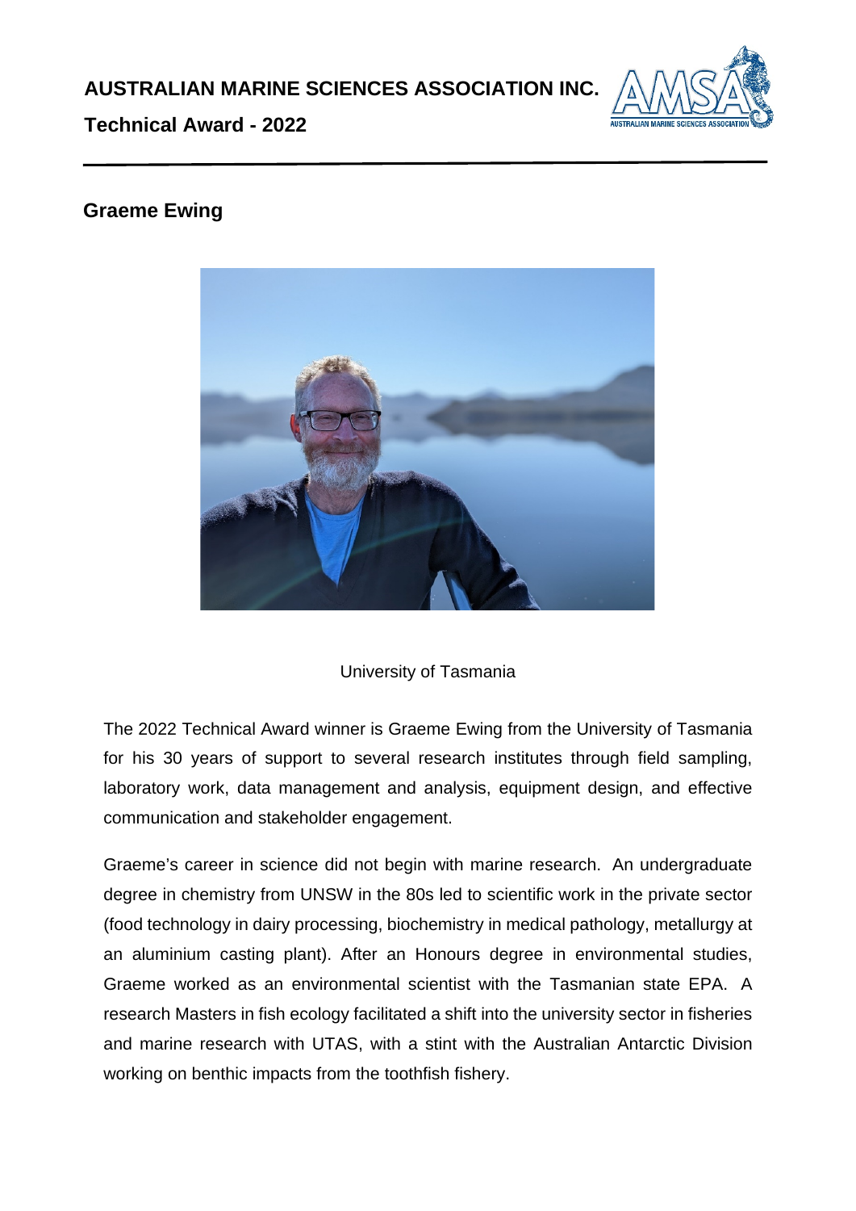**AUSTRALIAN MARINE SCIENCES ASSOCIATION INC.**

**Technical Award - 2022**

## Graeme Ewing

University of Tasmania

The 2022 Technical Award winner is Graeme Ewing from the University of Tasmania for his 30 years of support to several research institutes through field sampling, laboratory work, data management and analysis, equipment design, and effective communication and stakeholder engagement.

Graeme's career in science did not begin with marine research. An undergraduate degree in chemistry from UNSW in the 80s led to scientific work in the private sector (food technology in dairy processing, biochemistry in medical pathology, metallurgy at an aluminium casting plant). After an Honours degree in environmental studies, Graeme worked as an environmental scientist with the Tasmanian state EPA. A research Masters in fish ecology facilitated a shift into the university sector in fisheries and marine research with UTAS, with a stint with the Australian Antarctic Division working on benthic impacts from the toothfish fishery.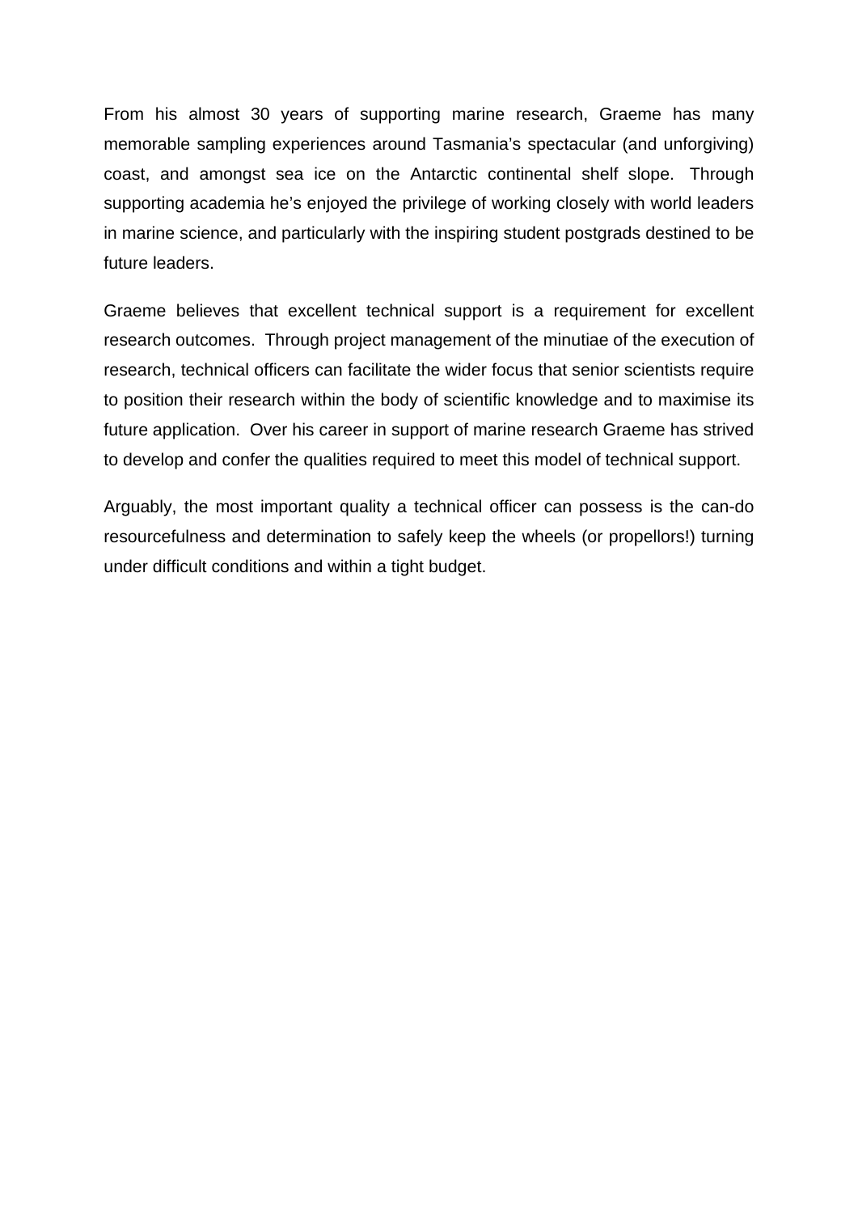From his almost 30 years of supporting marine research, Graeme has many memorable sampling experiences around Tasmania's spectacular (and unforgiving) coast, and amongst sea ice on the Antarctic continental shelf slope. Through supporting academia he's enjoyed the privilege of working closely with world leaders in marine science, and particularly with the inspiring student postgrads destined to be future leaders.

Graeme believes that excellent technical support is a requirement for excellent research outcomes. Through project management of the minutiae of the execution of research, technical officers can facilitate the wider focus that senior scientists require to position their research within the body of scientific knowledge and to maximise its future application. Over his career in support of marine research Graeme has strived to develop and confer the qualities required to meet this model of technical support.

Arguably, the most important quality a technical officer can possess is the can-do resourcefulness and determination to safely keep the wheels (or propellors!) turning under difficult conditions and within a tight budget.